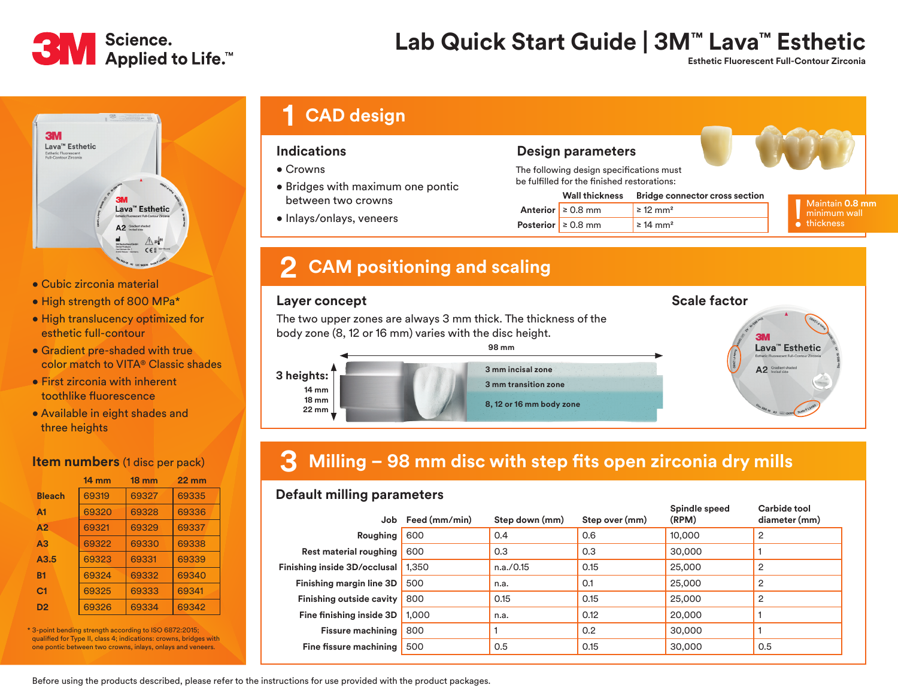# Lab Quick Start Guide | 3M™ Lava™ Esthetic

Esthetic Fluorescent Full-Contour Zirconia

3M Science. Applied to Life.™

- Cubic zirconia material
- High strength of 800 MPa*
- High translucency optimized for esthetic full-contour
- Gradient pre-shaded with true color match to VITA® Classic shades
- First zirconia with inherent toothlike fluorescence
- Available in eight shades and three heights

## Item numbers (1 disc per pack)

| | 14 mm | 18 mm | 22 mm |
|---|---|---|---|
| Bleach | 69319 | 69327 | 69335 |
| A1 | 69320 | 69328 | 69336 |
| A2 | 69321 | 69329 | 69337 |
| A3 | 69322 | 69330 | 69338 |
| A3.5 | 69323 | 69331 | 69339 |
| B1 | 69324 | 69332 | 69340 |
| C1 | 69325 | 69333 | 69341 |
| D2 | 69326 | 69334 | 69342 |

* 3-point bending strength according to ISO 6872:2015; qualified for Type II, class 4; indications: crowns, bridges with one pontic between two crowns, inlays, onlays and veneers.

## 1 CAD design

### Indications

- Crowns
- Bridges with maximum one pontic between two crowns
- Inlays/onlays, veneers

### Design parameters

The following design specifications must be fulfilled for the finished restorations:

| | Wall thickness | Bridge connector cross section |
|---|---|---|
| Anterior | ≥ 0.8 mm | ≥ 12 mm² |
| Posterior | ≥ 0.8 mm | ≥ 14 mm² |

! Maintain **0.8 mm** minimum wall thickness

## 2 CAM positioning and scaling

### Layer concept

The two upper zones are always 3 mm thick. The thickness of the body zone (8, 12 or 16 mm) varies with the disc height.

98 mm

3 heights: 14 mm, 18 mm, 22 mm

- 3 mm incisal zone
- 3 mm transition zone
- 8, 12 or 16 mm body zone

### Scale factor

## 3 Milling – 98 mm disc with step fits open zirconia dry mills

### Default milling parameters

| Job | Feed (mm/min) | Step down (mm) | Step over (mm) | Spindle speed (RPM) | Carbide tool diameter (mm) |
|---|---|---|---|---|---|
| Roughing | 600 | 0.4 | 0.6 | 10,000 | 2 |
| Rest material roughing | 600 | 0.3 | 0.3 | 30,000 | 1 |
| Finishing inside 3D/occlusal | 1,350 | n.a./0.15 | 0.15 | 25,000 | 2 |
| Finishing margin line 3D | 500 | n.a. | 0.1 | 25,000 | 2 |
| Finishing outside cavity | 800 | 0.15 | 0.15 | 25,000 | 2 |
| Fine finishing inside 3D | 1,000 | n.a. | 0.12 | 20,000 | 1 |
| Fissure machining | 800 | 1 | 0.2 | 30,000 | 1 |
| Fine fissure machining | 500 | 0.5 | 0.15 | 30,000 | 0.5 |

Before using the products described, please refer to the instructions for use provided with the product packages.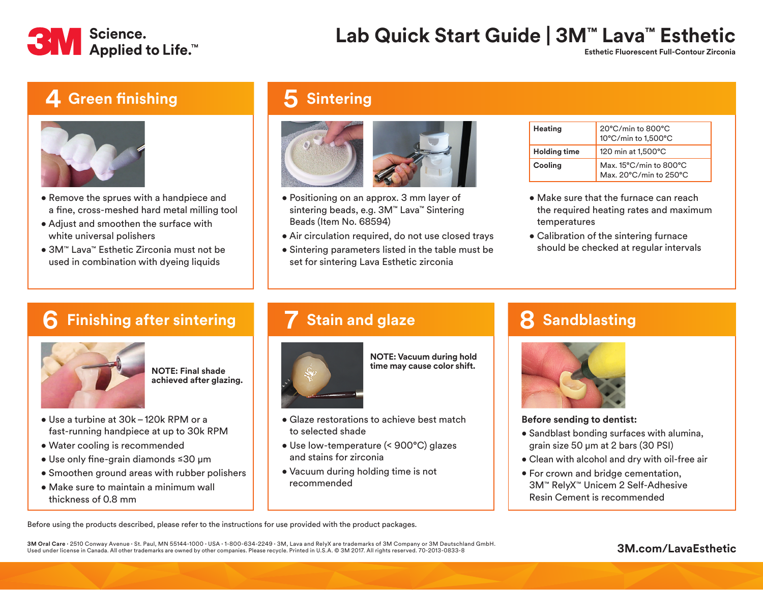# Lab Quick Start Guide | 3M™ Lava™ Esthetic

**Esthetic Fluorescent Full-Contour Zirconia**

## 4 Green finishing

- Remove the sprues with a handpiece and a fine, cross-meshed hard metal milling tool
- Adjust and smoothen the surface with white universal polishers
- 3M™ Lava™ Esthetic Zirconia must not be used in combination with dyeing liquids

## 5 Sintering

- Positioning on an approx. 3 mm layer of sintering beads, e.g. 3M™ Lava™ Sintering Beads (Item No. 68594)
- Air circulation required, do not use closed trays
- Sintering parameters listed in the table must be set for sintering Lava Esthetic zirconia

| | |
|---|---|
| **Heating** | 20°C/min to 800°C<br>10°C/min to 1,500°C |
| **Holding time** | 120 min at 1,500°C |
| **Cooling** | Max. 15°C/min to 800°C<br>Max. 20°C/min to 250°C |

- Make sure that the furnace can reach the required heating rates and maximum temperatures
- Calibration of the sintering furnace should be checked at regular intervals

## 6 Finishing after sintering

**NOTE: Final shade achieved after glazing.**

- Use a turbine at 30k – 120k RPM or a fast-running handpiece at up to 30k RPM
- Water cooling is recommended
- Use only fine-grain diamonds ≤30 µm
- Smoothen ground areas with rubber polishers
- Make sure to maintain a minimum wall thickness of 0.8 mm

## 7 Stain and glaze

**NOTE: Vacuum during hold time may cause color shift.**

- Glaze restorations to achieve best match to selected shade
- Use low-temperature (< 900°C) glazes and stains for zirconia
- Vacuum during holding time is not recommended

## 8 Sandblasting

**Before sending to dentist:**

- Sandblast bonding surfaces with alumina, grain size 50 µm at 2 bars (30 PSI)
- Clean with alcohol and dry with oil-free air
- For crown and bridge cementation, 3M™ RelyX™ Unicem 2 Self-Adhesive Resin Cement is recommended

Before using the products described, please refer to the instructions for use provided with the product packages.

**3M Oral Care** · 2510 Conway Avenue · St. Paul, MN 55144-1000 · USA · 1-800-634-2249 · 3M, Lava and RelyX are trademarks of 3M Company or 3M Deutschland GmbH. Used under license in Canada. All other trademarks are owned by other companies. Please recycle. Printed in U.S.A. © 3M 2017. All rights reserved. 70-2013-0833-8

**3M.com/LavaEsthetic**